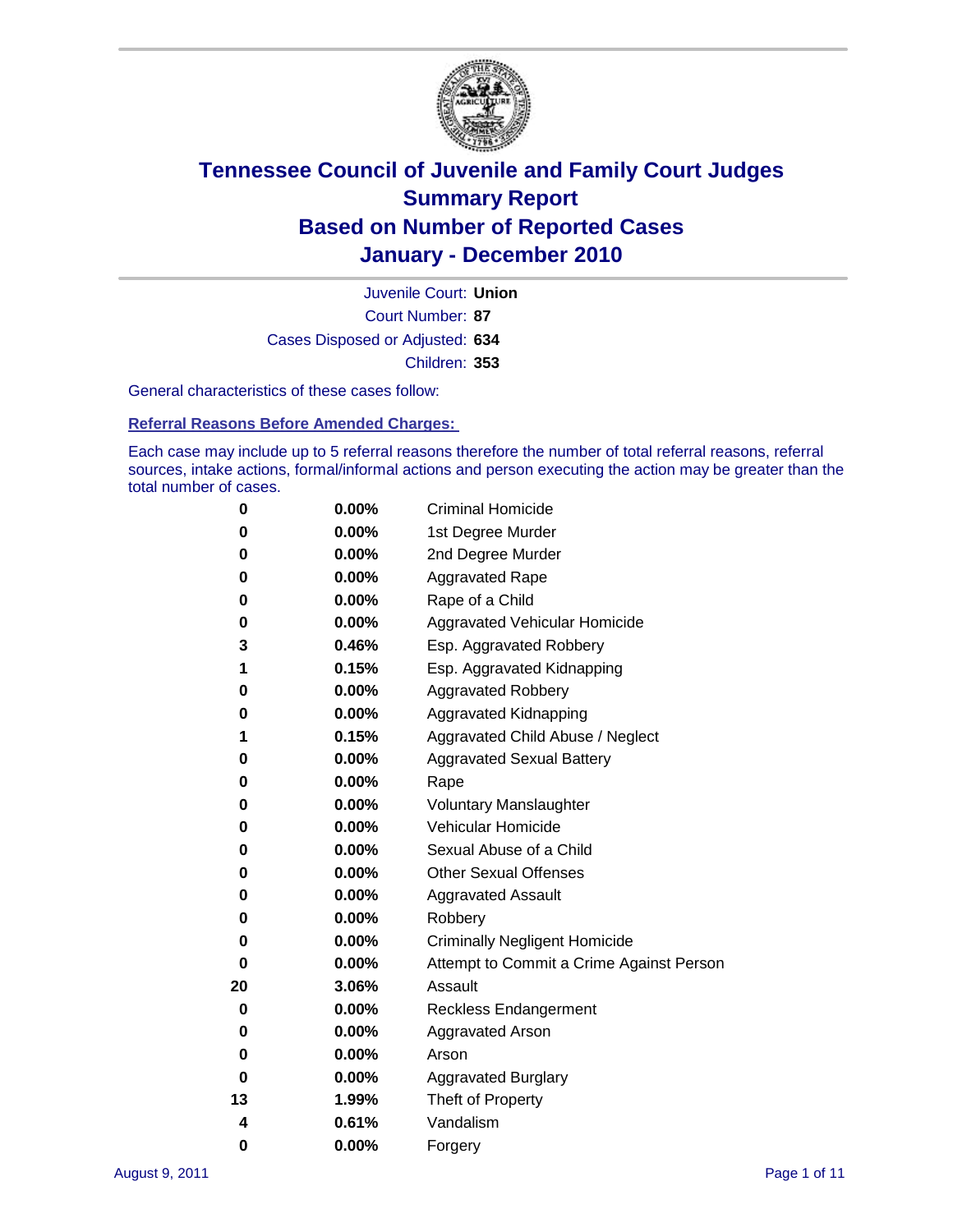# Tennessee Council of Juvenile and Family Court Judges
## Summary Report
## Based on Number of Reported Cases
## January - December 2010

Juvenile Court: **Union**

Court Number: **87**

Cases Disposed or Adjusted: **634**

Children: **353**

General characteristics of these cases follow:

### Referral Reasons Before Amended Charges:

Each case may include up to 5 referral reasons therefore the number of total referral reasons, referral sources, intake actions, formal/informal actions and person executing the action may be greater than the total number of cases.

| Count | Percent | Referral Reason |
|---|---|---|
| 0 | 0.00% | Criminal Homicide |
| 0 | 0.00% | 1st Degree Murder |
| 0 | 0.00% | 2nd Degree Murder |
| 0 | 0.00% | Aggravated Rape |
| 0 | 0.00% | Rape of a Child |
| 0 | 0.00% | Aggravated Vehicular Homicide |
| 3 | 0.46% | Esp. Aggravated Robbery |
| 1 | 0.15% | Esp. Aggravated Kidnapping |
| 0 | 0.00% | Aggravated Robbery |
| 0 | 0.00% | Aggravated Kidnapping |
| 1 | 0.15% | Aggravated Child Abuse / Neglect |
| 0 | 0.00% | Aggravated Sexual Battery |
| 0 | 0.00% | Rape |
| 0 | 0.00% | Voluntary Manslaughter |
| 0 | 0.00% | Vehicular Homicide |
| 0 | 0.00% | Sexual Abuse of a Child |
| 0 | 0.00% | Other Sexual Offenses |
| 0 | 0.00% | Aggravated Assault |
| 0 | 0.00% | Robbery |
| 0 | 0.00% | Criminally Negligent Homicide |
| 0 | 0.00% | Attempt to Commit a Crime Against Person |
| 20 | 3.06% | Assault |
| 0 | 0.00% | Reckless Endangerment |
| 0 | 0.00% | Aggravated Arson |
| 0 | 0.00% | Arson |
| 0 | 0.00% | Aggravated Burglary |
| 13 | 1.99% | Theft of Property |
| 4 | 0.61% | Vandalism |
| 0 | 0.00% | Forgery |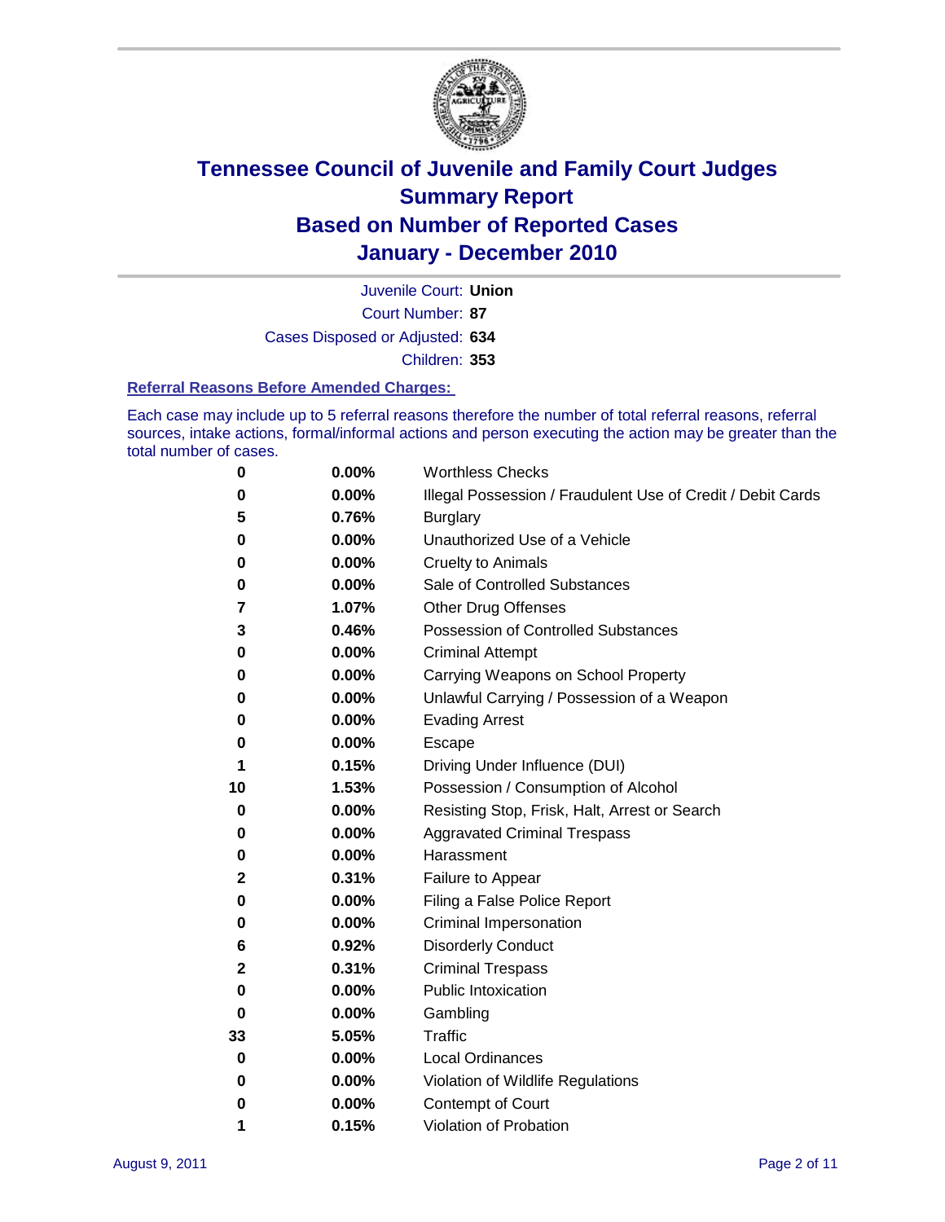# Tennessee Council of Juvenile and Family Court Judges
## Summary Report
## Based on Number of Reported Cases
## January - December 2010

Juvenile Court: **Union**

Court Number: **87**

Cases Disposed or Adjusted: **634**

Children: **353**

### Referral Reasons Before Amended Charges:

Each case may include up to 5 referral reasons therefore the number of total referral reasons, referral sources, intake actions, formal/informal actions and person executing the action may be greater than the total number of cases.

| | | |
|---|---|---|
| 0 | 0.00% | Worthless Checks |
| 0 | 0.00% | Illegal Possession / Fraudulent Use of Credit / Debit Cards |
| 5 | 0.76% | Burglary |
| 0 | 0.00% | Unauthorized Use of a Vehicle |
| 0 | 0.00% | Cruelty to Animals |
| 0 | 0.00% | Sale of Controlled Substances |
| 7 | 1.07% | Other Drug Offenses |
| 3 | 0.46% | Possession of Controlled Substances |
| 0 | 0.00% | Criminal Attempt |
| 0 | 0.00% | Carrying Weapons on School Property |
| 0 | 0.00% | Unlawful Carrying / Possession of a Weapon |
| 0 | 0.00% | Evading Arrest |
| 0 | 0.00% | Escape |
| 1 | 0.15% | Driving Under Influence (DUI) |
| 10 | 1.53% | Possession / Consumption of Alcohol |
| 0 | 0.00% | Resisting Stop, Frisk, Halt, Arrest or Search |
| 0 | 0.00% | Aggravated Criminal Trespass |
| 0 | 0.00% | Harassment |
| 2 | 0.31% | Failure to Appear |
| 0 | 0.00% | Filing a False Police Report |
| 0 | 0.00% | Criminal Impersonation |
| 6 | 0.92% | Disorderly Conduct |
| 2 | 0.31% | Criminal Trespass |
| 0 | 0.00% | Public Intoxication |
| 0 | 0.00% | Gambling |
| 33 | 5.05% | Traffic |
| 0 | 0.00% | Local Ordinances |
| 0 | 0.00% | Violation of Wildlife Regulations |
| 0 | 0.00% | Contempt of Court |
| 1 | 0.15% | Violation of Probation |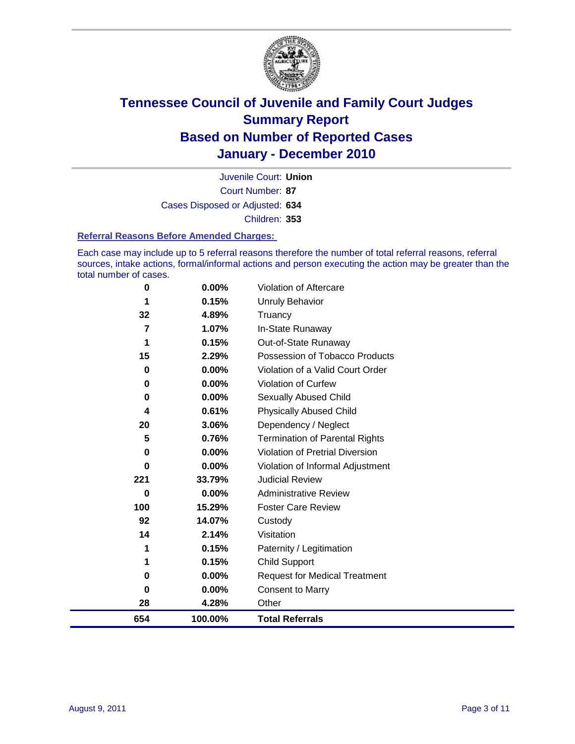# Tennessee Council of Juvenile and Family Court Judges
## Summary Report
## Based on Number of Reported Cases
## January - December 2010

Juvenile Court: **Union**

Court Number: **87**

Cases Disposed or Adjusted: **634**

Children: **353**

### Referral Reasons Before Amended Charges:

Each case may include up to 5 referral reasons therefore the number of total referral reasons, referral sources, intake actions, formal/informal actions and person executing the action may be greater than the total number of cases.

| Count | Percent | Referral Reason |
|---|---|---|
| 0 | 0.00% | Violation of Aftercare |
| 1 | 0.15% | Unruly Behavior |
| 32 | 4.89% | Truancy |
| 7 | 1.07% | In-State Runaway |
| 1 | 0.15% | Out-of-State Runaway |
| 15 | 2.29% | Possession of Tobacco Products |
| 0 | 0.00% | Violation of a Valid Court Order |
| 0 | 0.00% | Violation of Curfew |
| 0 | 0.00% | Sexually Abused Child |
| 4 | 0.61% | Physically Abused Child |
| 20 | 3.06% | Dependency / Neglect |
| 5 | 0.76% | Termination of Parental Rights |
| 0 | 0.00% | Violation of Pretrial Diversion |
| 0 | 0.00% | Violation of Informal Adjustment |
| 221 | 33.79% | Judicial Review |
| 0 | 0.00% | Administrative Review |
| 100 | 15.29% | Foster Care Review |
| 92 | 14.07% | Custody |
| 14 | 2.14% | Visitation |
| 1 | 0.15% | Paternity / Legitimation |
| 1 | 0.15% | Child Support |
| 0 | 0.00% | Request for Medical Treatment |
| 0 | 0.00% | Consent to Marry |
| 28 | 4.28% | Other |
| **654** | **100.00%** | **Total Referrals** |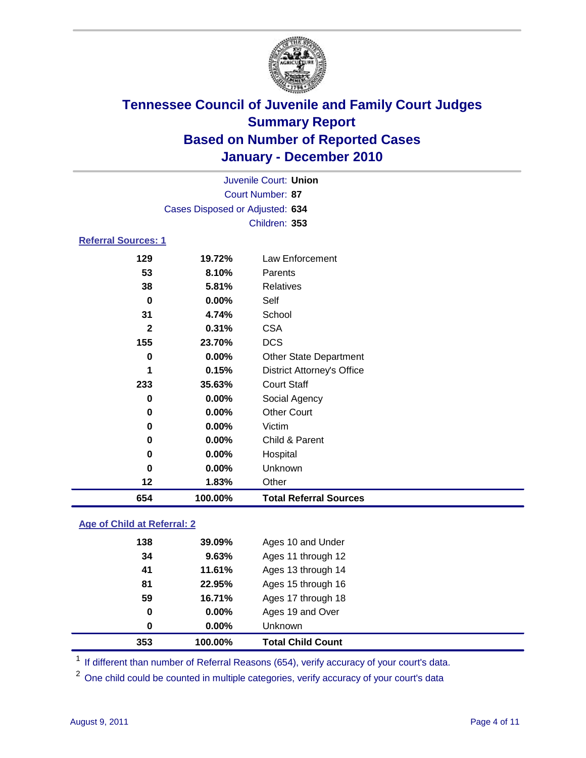# Tennessee Council of Juvenile and Family Court Judges
## Summary Report
## Based on Number of Reported Cases
## January - December 2010

Juvenile Court: **Union**
Court Number: **87**
Cases Disposed or Adjusted: **634**
Children: **353**

### Referral Sources: 1

| Count | Percent | Source |
|---|---|---|
| 129 | 19.72% | Law Enforcement |
| 53 | 8.10% | Parents |
| 38 | 5.81% | Relatives |
| 0 | 0.00% | Self |
| 31 | 4.74% | School |
| 2 | 0.31% | CSA |
| 155 | 23.70% | DCS |
| 0 | 0.00% | Other State Department |
| 1 | 0.15% | District Attorney's Office |
| 233 | 35.63% | Court Staff |
| 0 | 0.00% | Social Agency |
| 0 | 0.00% | Other Court |
| 0 | 0.00% | Victim |
| 0 | 0.00% | Child & Parent |
| 0 | 0.00% | Hospital |
| 0 | 0.00% | Unknown |
| 12 | 1.83% | Other |
| **654** | **100.00%** | **Total Referral Sources** |

### Age of Child at Referral: 2

| Count | Percent | Age |
|---|---|---|
| 138 | 39.09% | Ages 10 and Under |
| 34 | 9.63% | Ages 11 through 12 |
| 41 | 11.61% | Ages 13 through 14 |
| 81 | 22.95% | Ages 15 through 16 |
| 59 | 16.71% | Ages 17 through 18 |
| 0 | 0.00% | Ages 19 and Over |
| 0 | 0.00% | Unknown |
| **353** | **100.00%** | **Total Child Count** |

[1] If different than number of Referral Reasons (654), verify accuracy of your court's data.

[2] One child could be counted in multiple categories, verify accuracy of your court's data

August 9, 2011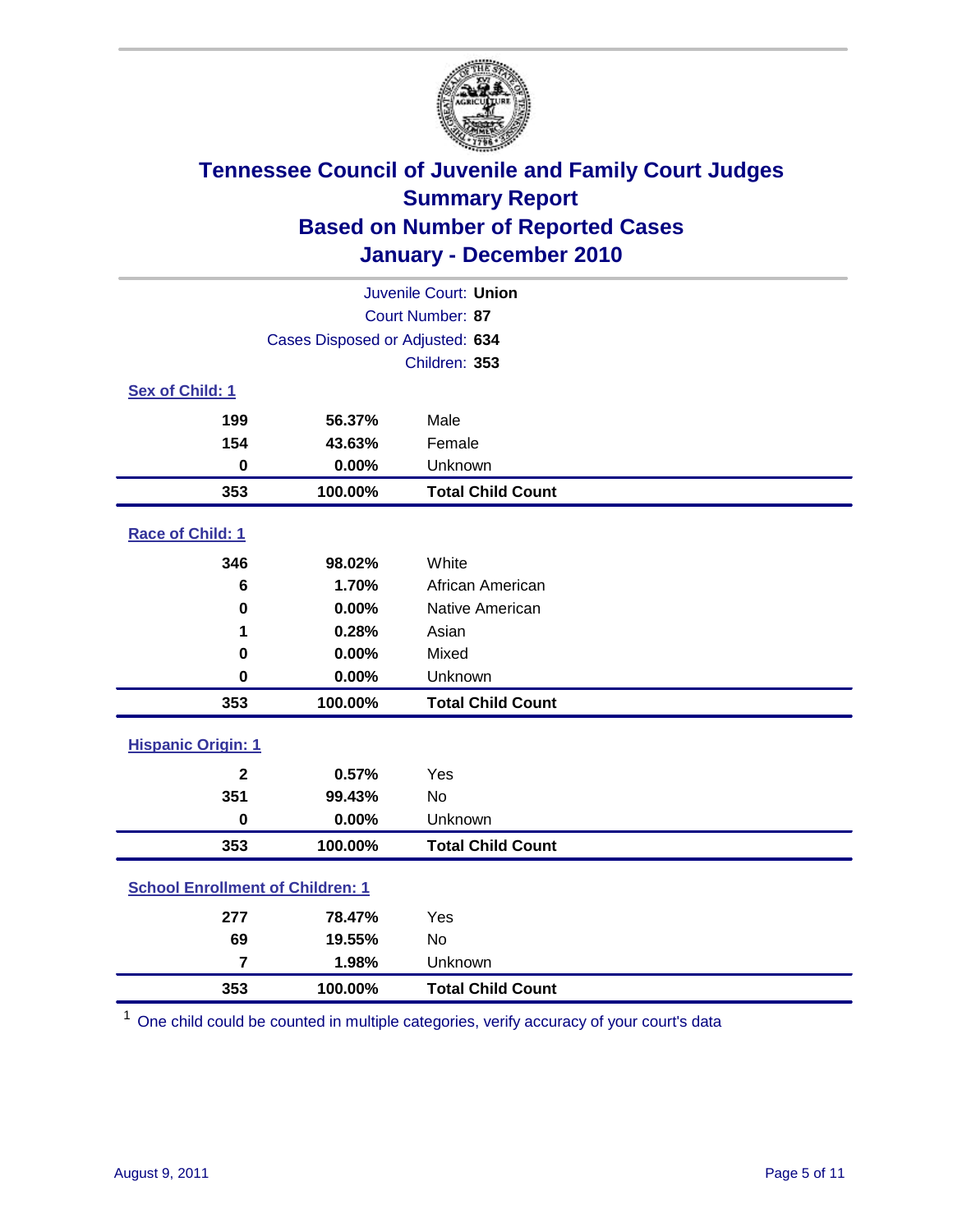# Tennessee Council of Juvenile and Family Court Judges
## Summary Report
## Based on Number of Reported Cases
## January - December 2010

Juvenile Court: **Union**

Court Number: **87**

Cases Disposed or Adjusted: **634**

Children: **353**

### Sex of Child: 1

| Count | Percent | Category |
|---|---|---|
| 199 | 56.37% | Male |
| 154 | 43.63% | Female |
| 0 | 0.00% | Unknown |
| **353** | **100.00%** | **Total Child Count** |

### Race of Child: 1

| Count | Percent | Category |
|---|---|---|
| 346 | 98.02% | White |
| 6 | 1.70% | African American |
| 0 | 0.00% | Native American |
| 1 | 0.28% | Asian |
| 0 | 0.00% | Mixed |
| 0 | 0.00% | Unknown |
| **353** | **100.00%** | **Total Child Count** |

### Hispanic Origin: 1

| Count | Percent | Category |
|---|---|---|
| 2 | 0.57% | Yes |
| 351 | 99.43% | No |
| 0 | 0.00% | Unknown |
| **353** | **100.00%** | **Total Child Count** |

### School Enrollment of Children: 1

| Count | Percent | Category |
|---|---|---|
| 277 | 78.47% | Yes |
| 69 | 19.55% | No |
| 7 | 1.98% | Unknown |
| **353** | **100.00%** | **Total Child Count** |

[1] One child could be counted in multiple categories, verify accuracy of your court's data

August 9, 2011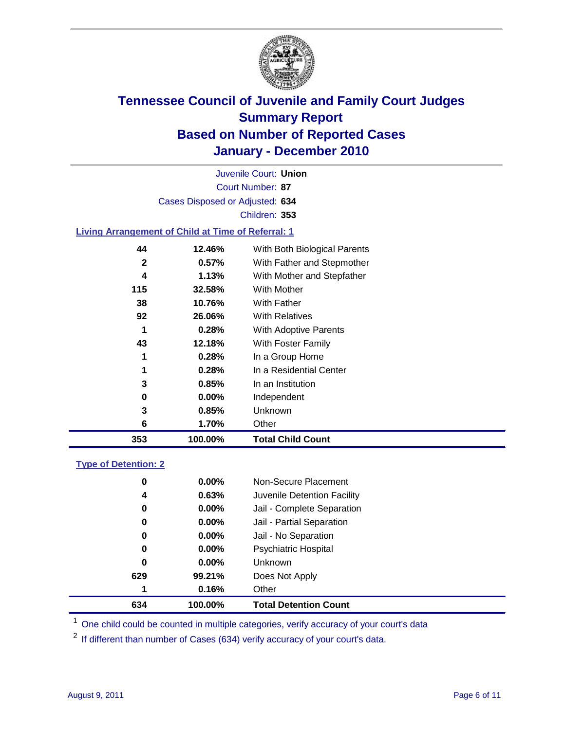# Tennessee Council of Juvenile and Family Court Judges
## Summary Report
## Based on Number of Reported Cases
## January - December 2010

Juvenile Court: **Union**
Court Number: **87**
Cases Disposed or Adjusted: **634**
Children: **353**

### Living Arrangement of Child at Time of Referral: 1

| Count | Percent | Category |
|---|---|---|
| 44 | 12.46% | With Both Biological Parents |
| 2 | 0.57% | With Father and Stepmother |
| 4 | 1.13% | With Mother and Stepfather |
| 115 | 32.58% | With Mother |
| 38 | 10.76% | With Father |
| 92 | 26.06% | With Relatives |
| 1 | 0.28% | With Adoptive Parents |
| 43 | 12.18% | With Foster Family |
| 1 | 0.28% | In a Group Home |
| 1 | 0.28% | In a Residential Center |
| 3 | 0.85% | In an Institution |
| 0 | 0.00% | Independent |
| 3 | 0.85% | Unknown |
| 6 | 1.70% | Other |
| **353** | **100.00%** | **Total Child Count** |

### Type of Detention: 2

| Count | Percent | Category |
|---|---|---|
| 0 | 0.00% | Non-Secure Placement |
| 4 | 0.63% | Juvenile Detention Facility |
| 0 | 0.00% | Jail - Complete Separation |
| 0 | 0.00% | Jail - Partial Separation |
| 0 | 0.00% | Jail - No Separation |
| 0 | 0.00% | Psychiatric Hospital |
| 0 | 0.00% | Unknown |
| 629 | 99.21% | Does Not Apply |
| 1 | 0.16% | Other |
| **634** | **100.00%** | **Total Detention Count** |

[1] One child could be counted in multiple categories, verify accuracy of your court's data

[2] If different than number of Cases (634) verify accuracy of your court's data.

August 9, 2011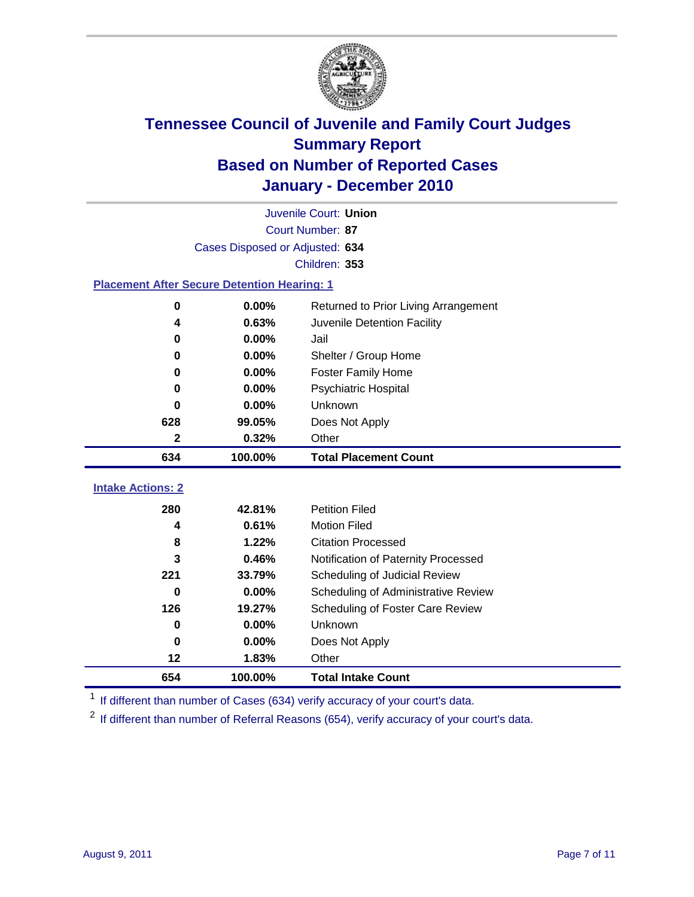# Tennessee Council of Juvenile and Family Court Judges
## Summary Report
## Based on Number of Reported Cases
## January - December 2010

Juvenile Court: **Union**

Court Number: **87**

Cases Disposed or Adjusted: **634**

Children: **353**

### Placement After Secure Detention Hearing: 1

| Count | Percent | Placement |
|---|---|---|
| 0 | 0.00% | Returned to Prior Living Arrangement |
| 4 | 0.63% | Juvenile Detention Facility |
| 0 | 0.00% | Jail |
| 0 | 0.00% | Shelter / Group Home |
| 0 | 0.00% | Foster Family Home |
| 0 | 0.00% | Psychiatric Hospital |
| 0 | 0.00% | Unknown |
| 628 | 99.05% | Does Not Apply |
| 2 | 0.32% | Other |
| **634** | **100.00%** | **Total Placement Count** |

### Intake Actions: 2

| Count | Percent | Intake Action |
|---|---|---|
| 280 | 42.81% | Petition Filed |
| 4 | 0.61% | Motion Filed |
| 8 | 1.22% | Citation Processed |
| 3 | 0.46% | Notification of Paternity Processed |
| 221 | 33.79% | Scheduling of Judicial Review |
| 0 | 0.00% | Scheduling of Administrative Review |
| 126 | 19.27% | Scheduling of Foster Care Review |
| 0 | 0.00% | Unknown |
| 0 | 0.00% | Does Not Apply |
| 12 | 1.83% | Other |
| **654** | **100.00%** | **Total Intake Count** |

[1] If different than number of Cases (634) verify accuracy of your court's data.

[2] If different than number of Referral Reasons (654), verify accuracy of your court's data.

August 9, 2011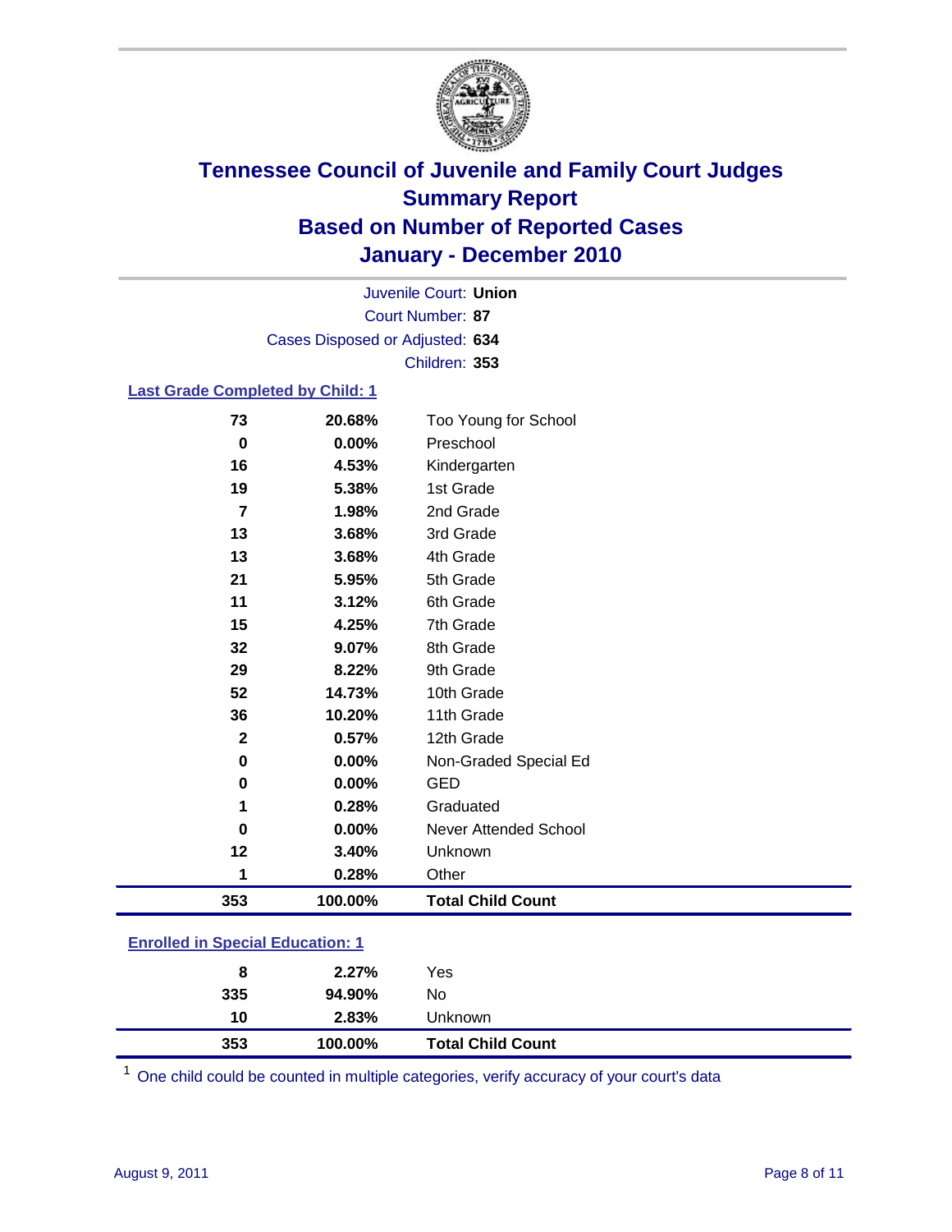# Tennessee Council of Juvenile and Family Court Judges
## Summary Report
## Based on Number of Reported Cases
## January - December 2010

Juvenile Court: **Union**
Court Number: **87**
Cases Disposed or Adjusted: **634**
Children: **353**

### Last Grade Completed by Child: 1

| Count | Percent | Category |
|---|---|---|
| 73 | 20.68% | Too Young for School |
| 0 | 0.00% | Preschool |
| 16 | 4.53% | Kindergarten |
| 19 | 5.38% | 1st Grade |
| 7 | 1.98% | 2nd Grade |
| 13 | 3.68% | 3rd Grade |
| 13 | 3.68% | 4th Grade |
| 21 | 5.95% | 5th Grade |
| 11 | 3.12% | 6th Grade |
| 15 | 4.25% | 7th Grade |
| 32 | 9.07% | 8th Grade |
| 29 | 8.22% | 9th Grade |
| 52 | 14.73% | 10th Grade |
| 36 | 10.20% | 11th Grade |
| 2 | 0.57% | 12th Grade |
| 0 | 0.00% | Non-Graded Special Ed |
| 0 | 0.00% | GED |
| 1 | 0.28% | Graduated |
| 0 | 0.00% | Never Attended School |
| 12 | 3.40% | Unknown |
| 1 | 0.28% | Other |
| **353** | **100.00%** | **Total Child Count** |

### Enrolled in Special Education: 1

| Count | Percent | Category |
|---|---|---|
| 8 | 2.27% | Yes |
| 335 | 94.90% | No |
| 10 | 2.83% | Unknown |
| **353** | **100.00%** | **Total Child Count** |

[1] One child could be counted in multiple categories, verify accuracy of your court's data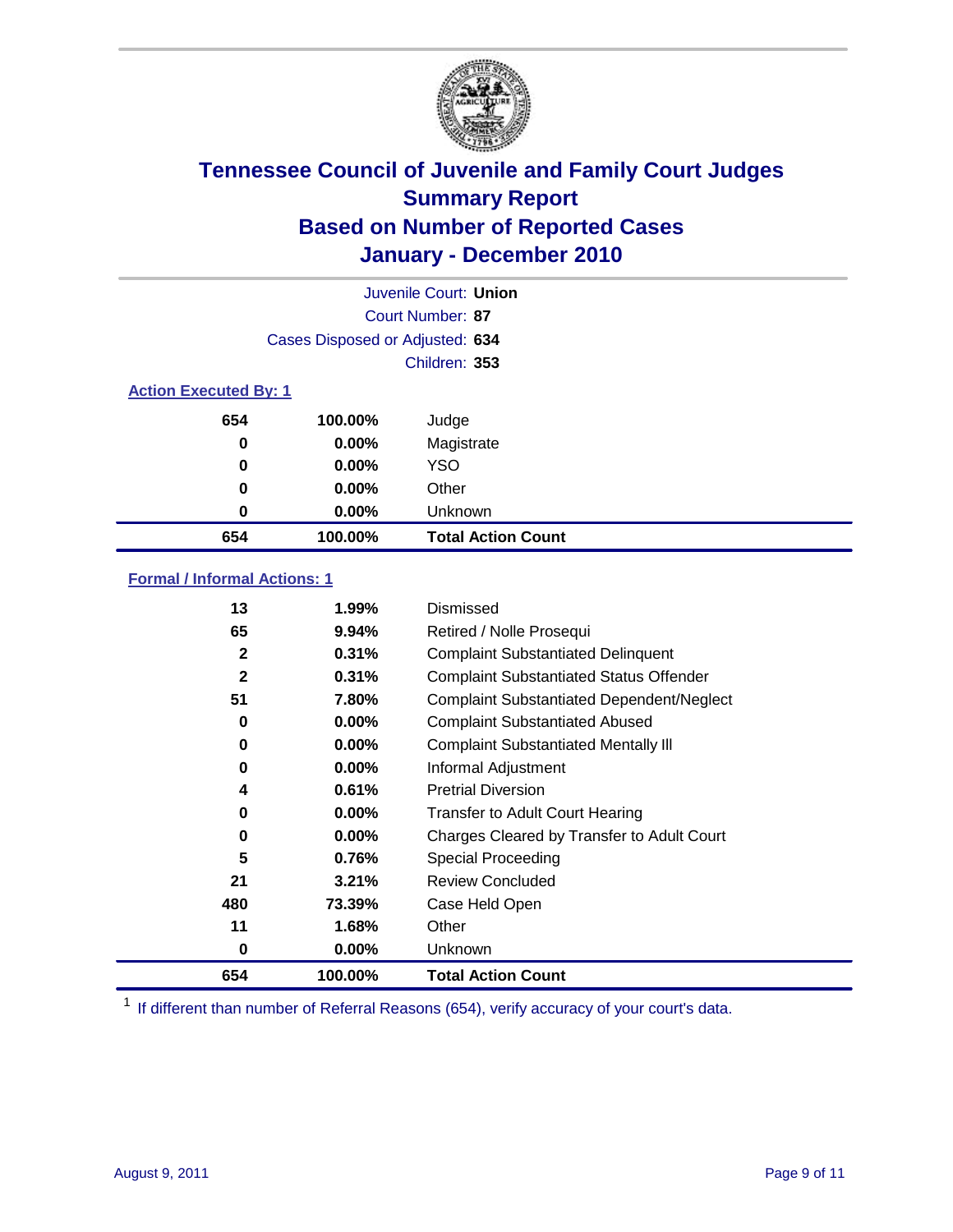# Tennessee Council of Juvenile and Family Court Judges
## Summary Report
## Based on Number of Reported Cases
## January - December 2010

Juvenile Court: **Union**

Court Number: **87**

Cases Disposed or Adjusted: **634**

Children: **353**

### Action Executed By: 1

| Count | Percent | Action |
|---|---|---|
| 654 | 100.00% | Judge |
| 0 | 0.00% | Magistrate |
| 0 | 0.00% | YSO |
| 0 | 0.00% | Other |
| 0 | 0.00% | Unknown |
| **654** | **100.00%** | **Total Action Count** |

### Formal / Informal Actions: 1

| Count | Percent | Action |
|---|---|---|
| 13 | 1.99% | Dismissed |
| 65 | 9.94% | Retired / Nolle Prosequi |
| 2 | 0.31% | Complaint Substantiated Delinquent |
| 2 | 0.31% | Complaint Substantiated Status Offender |
| 51 | 7.80% | Complaint Substantiated Dependent/Neglect |
| 0 | 0.00% | Complaint Substantiated Abused |
| 0 | 0.00% | Complaint Substantiated Mentally Ill |
| 0 | 0.00% | Informal Adjustment |
| 4 | 0.61% | Pretrial Diversion |
| 0 | 0.00% | Transfer to Adult Court Hearing |
| 0 | 0.00% | Charges Cleared by Transfer to Adult Court |
| 5 | 0.76% | Special Proceeding |
| 21 | 3.21% | Review Concluded |
| 480 | 73.39% | Case Held Open |
| 11 | 1.68% | Other |
| 0 | 0.00% | Unknown |
| **654** | **100.00%** | **Total Action Count** |

[1] If different than number of Referral Reasons (654), verify accuracy of your court's data.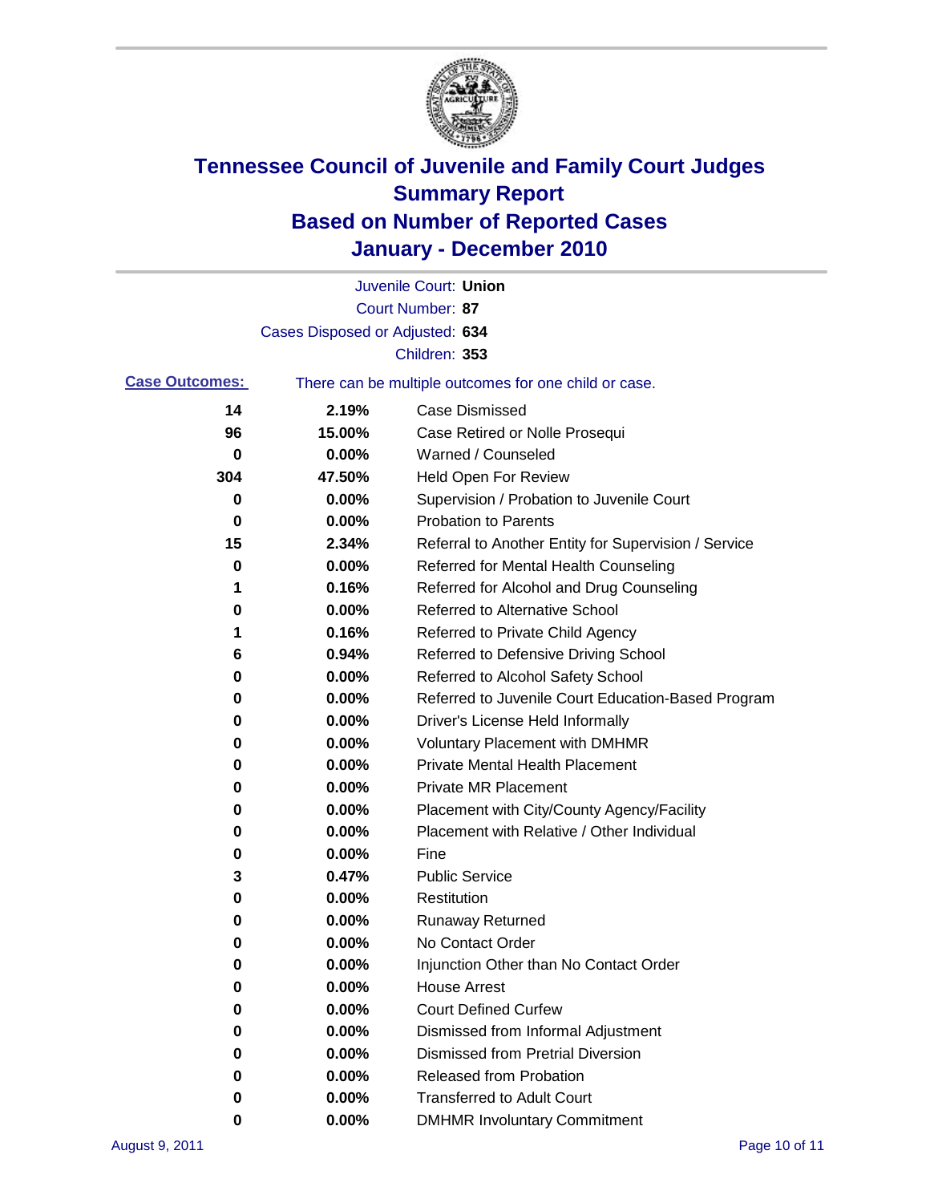# Tennessee Council of Juvenile and Family Court Judges
## Summary Report
## Based on Number of Reported Cases
## January - December 2010

Juvenile Court: **Union**
Court Number: **87**
Cases Disposed or Adjusted: **634**
Children: **353**

**Case Outcomes:** There can be multiple outcomes for one child or case.

| Count | Percent | Outcome |
|---|---|---|
| 14 | 2.19% | Case Dismissed |
| 96 | 15.00% | Case Retired or Nolle Prosequi |
| 0 | 0.00% | Warned / Counseled |
| 304 | 47.50% | Held Open For Review |
| 0 | 0.00% | Supervision / Probation to Juvenile Court |
| 0 | 0.00% | Probation to Parents |
| 15 | 2.34% | Referral to Another Entity for Supervision / Service |
| 0 | 0.00% | Referred for Mental Health Counseling |
| 1 | 0.16% | Referred for Alcohol and Drug Counseling |
| 0 | 0.00% | Referred to Alternative School |
| 1 | 0.16% | Referred to Private Child Agency |
| 6 | 0.94% | Referred to Defensive Driving School |
| 0 | 0.00% | Referred to Alcohol Safety School |
| 0 | 0.00% | Referred to Juvenile Court Education-Based Program |
| 0 | 0.00% | Driver's License Held Informally |
| 0 | 0.00% | Voluntary Placement with DMHMR |
| 0 | 0.00% | Private Mental Health Placement |
| 0 | 0.00% | Private MR Placement |
| 0 | 0.00% | Placement with City/County Agency/Facility |
| 0 | 0.00% | Placement with Relative / Other Individual |
| 0 | 0.00% | Fine |
| 3 | 0.47% | Public Service |
| 0 | 0.00% | Restitution |
| 0 | 0.00% | Runaway Returned |
| 0 | 0.00% | No Contact Order |
| 0 | 0.00% | Injunction Other than No Contact Order |
| 0 | 0.00% | House Arrest |
| 0 | 0.00% | Court Defined Curfew |
| 0 | 0.00% | Dismissed from Informal Adjustment |
| 0 | 0.00% | Dismissed from Pretrial Diversion |
| 0 | 0.00% | Released from Probation |
| 0 | 0.00% | Transferred to Adult Court |
| 0 | 0.00% | DMHMR Involuntary Commitment |

August 9, 2011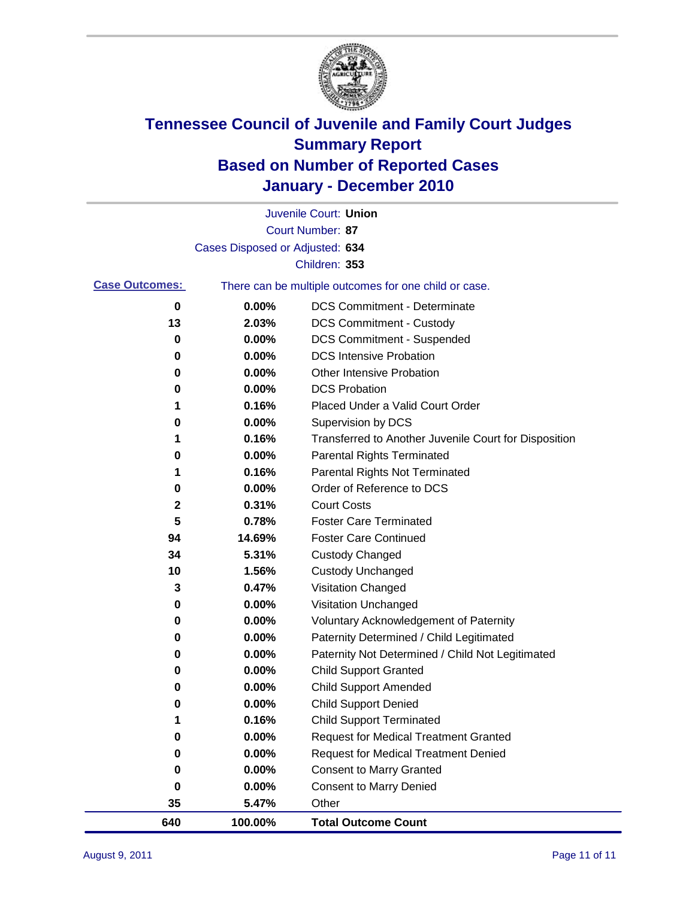# Tennessee Council of Juvenile and Family Court Judges
## Summary Report
## Based on Number of Reported Cases
## January - December 2010

Juvenile Court: **Union**

Court Number: **87**

Cases Disposed or Adjusted: **634**

Children: **353**

**Case Outcomes:** There can be multiple outcomes for one child or case.

| | | |
|---|---|---|
| 0 | 0.00% | DCS Commitment - Determinate |
| 13 | 2.03% | DCS Commitment - Custody |
| 0 | 0.00% | DCS Commitment - Suspended |
| 0 | 0.00% | DCS Intensive Probation |
| 0 | 0.00% | Other Intensive Probation |
| 0 | 0.00% | DCS Probation |
| 1 | 0.16% | Placed Under a Valid Court Order |
| 0 | 0.00% | Supervision by DCS |
| 1 | 0.16% | Transferred to Another Juvenile Court for Disposition |
| 0 | 0.00% | Parental Rights Terminated |
| 1 | 0.16% | Parental Rights Not Terminated |
| 0 | 0.00% | Order of Reference to DCS |
| 2 | 0.31% | Court Costs |
| 5 | 0.78% | Foster Care Terminated |
| 94 | 14.69% | Foster Care Continued |
| 34 | 5.31% | Custody Changed |
| 10 | 1.56% | Custody Unchanged |
| 3 | 0.47% | Visitation Changed |
| 0 | 0.00% | Visitation Unchanged |
| 0 | 0.00% | Voluntary Acknowledgement of Paternity |
| 0 | 0.00% | Paternity Determined / Child Legitimated |
| 0 | 0.00% | Paternity Not Determined / Child Not Legitimated |
| 0 | 0.00% | Child Support Granted |
| 0 | 0.00% | Child Support Amended |
| 0 | 0.00% | Child Support Denied |
| 1 | 0.16% | Child Support Terminated |
| 0 | 0.00% | Request for Medical Treatment Granted |
| 0 | 0.00% | Request for Medical Treatment Denied |
| 0 | 0.00% | Consent to Marry Granted |
| 0 | 0.00% | Consent to Marry Denied |
| 35 | 5.47% | Other |
| **640** | **100.00%** | **Total Outcome Count** |